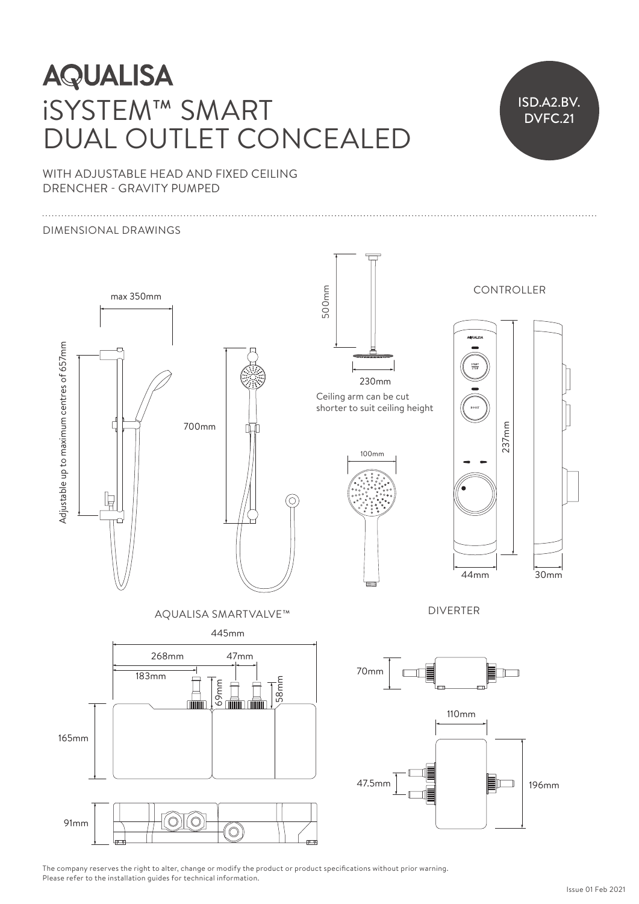# AQUALISA

# iSYSTEM™ SMART DUAL OUTLET CONCEALED

ISD.A2.BV.DVFC.21

WITH ADJUSTABLE HEAD AND FIXED CEILING DRENCHER - GRAVITY PUMPED

## DIMENSIONAL DRAWINGS

max 350mm

Adjustable up to maximum centres of 657mm

700mm

500mm

230mm

Ceiling arm can be cut shorter to suit ceiling height

100mm

CONTROLLER

237mm

44mm

30mm

AQUALISA SMARTVALVE™

445mm

268mm

47mm

183mm

69mm

58mm

165mm

91mm

DIVERTER

70mm

110mm

47.5mm

196mm

The company reserves the right to alter, change or modify the product or product specifications without prior warning.
Please refer to the installation guides for technical information.

Issue 01 Feb 2021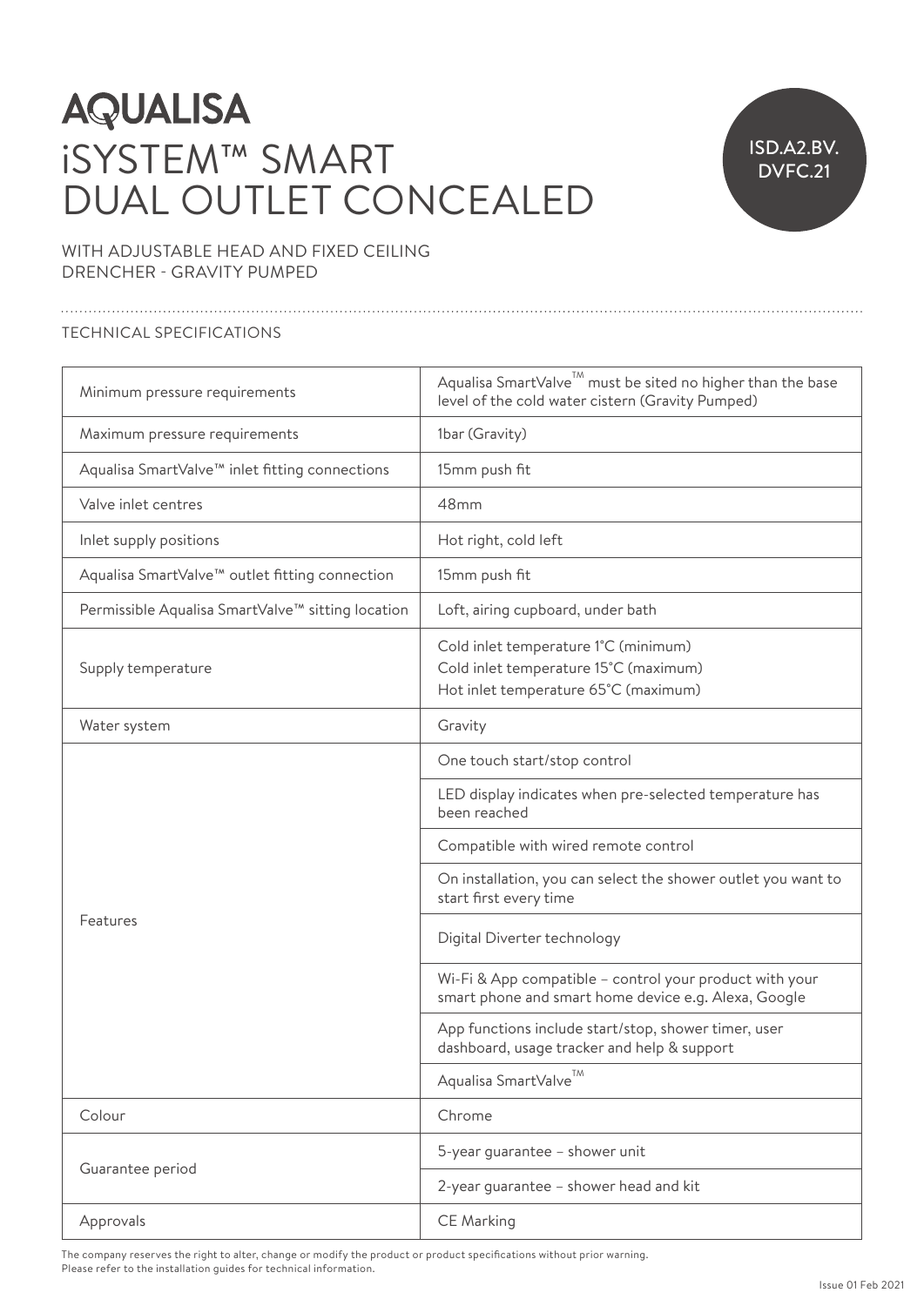# AQUALISA

# iSYSTEM™ SMART DUAL OUTLET CONCEALED

ISD.A2.BV.DVFC.21

WITH ADJUSTABLE HEAD AND FIXED CEILING DRENCHER - GRAVITY PUMPED

TECHNICAL SPECIFICATIONS

| | |
|---|---|
| Minimum pressure requirements | Aqualisa SmartValve™ must be sited no higher than the base level of the cold water cistern (Gravity Pumped) |
| Maximum pressure requirements | 1bar (Gravity) |
| Aqualisa SmartValve™ inlet fitting connections | 15mm push fit |
| Valve inlet centres | 48mm |
| Inlet supply positions | Hot right, cold left |
| Aqualisa SmartValve™ outlet fitting connection | 15mm push fit |
| Permissible Aqualisa SmartValve™ sitting location | Loft, airing cupboard, under bath |
| Supply temperature | Cold inlet temperature 1°C (minimum)<br>Cold inlet temperature 15°C (maximum)<br>Hot inlet temperature 65°C (maximum) |
| Water system | Gravity |
| Features | One touch start/stop control |
| | LED display indicates when pre-selected temperature has been reached |
| | Compatible with wired remote control |
| | On installation, you can select the shower outlet you want to start first every time |
| | Digital Diverter technology |
| | Wi-Fi & App compatible – control your product with your smart phone and smart home device e.g. Alexa, Google |
| | App functions include start/stop, shower timer, user dashboard, usage tracker and help & support |
| | Aqualisa SmartValve™ |
| Colour | Chrome |
| Guarantee period | 5-year guarantee – shower unit |
| | 2-year guarantee – shower head and kit |
| Approvals | CE Marking |

The company reserves the right to alter, change or modify the product or product specifications without prior warning.
Please refer to the installation guides for technical information.

Issue 01 Feb 2021